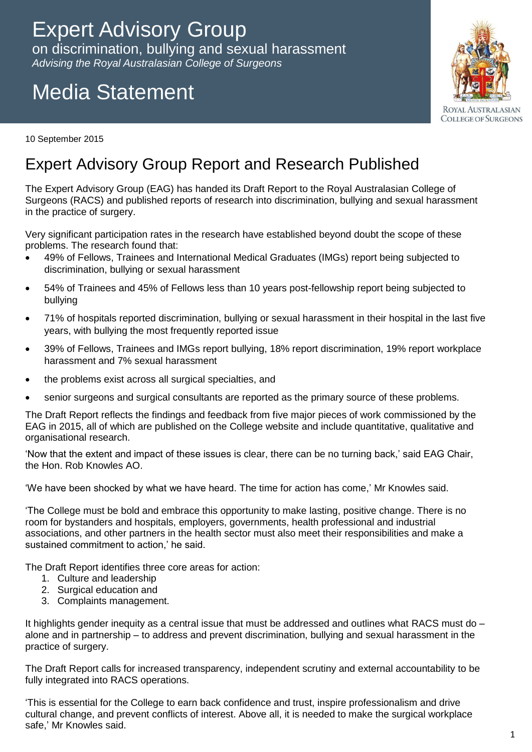# Expert Advisory Group

on discrimination, bullying and sexual harassment

*Advising the Royal Australasian College of Surgeons*

# Media Statement

10 September 2015

## Expert Advisory Group Report and Research Published

The Expert Advisory Group (EAG) has handed its Draft Report to the Royal Australasian College of Surgeons (RACS) and published reports of research into discrimination, bullying and sexual harassment in the practice of surgery.

Very significant participation rates in the research have established beyond doubt the scope of these problems. The research found that:

- 49% of Fellows, Trainees and International Medical Graduates (IMGs) report being subjected to discrimination, bullying or sexual harassment
- 54% of Trainees and 45% of Fellows less than 10 years post-fellowship report being subjected to bullying
- 71% of hospitals reported discrimination, bullying or sexual harassment in their hospital in the last five years, with bullying the most frequently reported issue
- 39% of Fellows, Trainees and IMGs report bullying, 18% report discrimination, 19% report workplace harassment and 7% sexual harassment
- the problems exist across all surgical specialties, and
- senior surgeons and surgical consultants are reported as the primary source of these problems.

The Draft Report reflects the findings and feedback from five major pieces of work commissioned by the EAG in 2015, all of which are published on the College website and include quantitative, qualitative and organisational research.

'Now that the extent and impact of these issues is clear, there can be no turning back,' said EAG Chair, the Hon. Rob Knowles AO.

'We have been shocked by what we have heard. The time for action has come,' Mr Knowles said.

'The College must be bold and embrace this opportunity to make lasting, positive change. There is no room for bystanders and hospitals, employers, governments, health professional and industrial associations, and other partners in the health sector must also meet their responsibilities and make a sustained commitment to action,' he said.

The Draft Report identifies three core areas for action:

1. Culture and leadership
2. Surgical education and
3. Complaints management.

It highlights gender inequity as a central issue that must be addressed and outlines what RACS must do – alone and in partnership – to address and prevent discrimination, bullying and sexual harassment in the practice of surgery.

The Draft Report calls for increased transparency, independent scrutiny and external accountability to be fully integrated into RACS operations.

'This is essential for the College to earn back confidence and trust, inspire professionalism and drive cultural change, and prevent conflicts of interest. Above all, it is needed to make the surgical workplace safe,' Mr Knowles said.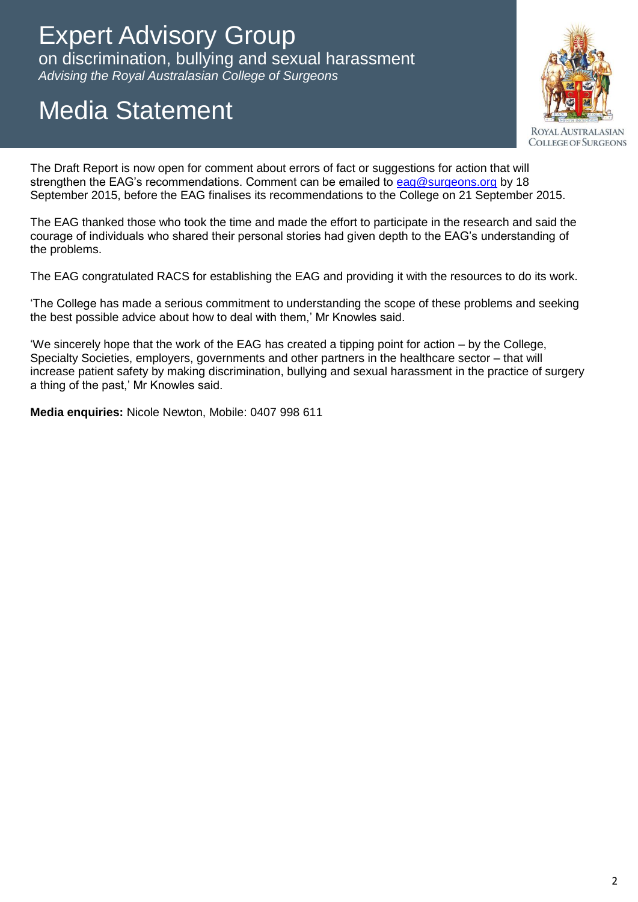# Expert Advisory Group

on discrimination, bullying and sexual harassment

*Advising the Royal Australasian College of Surgeons*

# Media Statement

ROYAL AUSTRALASIAN COLLEGE OF SURGEONS

The Draft Report is now open for comment about errors of fact or suggestions for action that will strengthen the EAG's recommendations. Comment can be emailed to eag@surgeons.org by 18 September 2015, before the EAG finalises its recommendations to the College on 21 September 2015.

The EAG thanked those who took the time and made the effort to participate in the research and said the courage of individuals who shared their personal stories had given depth to the EAG's understanding of the problems.

The EAG congratulated RACS for establishing the EAG and providing it with the resources to do its work.

'The College has made a serious commitment to understanding the scope of these problems and seeking the best possible advice about how to deal with them,' Mr Knowles said.

'We sincerely hope that the work of the EAG has created a tipping point for action – by the College, Specialty Societies, employers, governments and other partners in the healthcare sector – that will increase patient safety by making discrimination, bullying and sexual harassment in the practice of surgery a thing of the past,' Mr Knowles said.

**Media enquiries:** Nicole Newton, Mobile: 0407 998 611